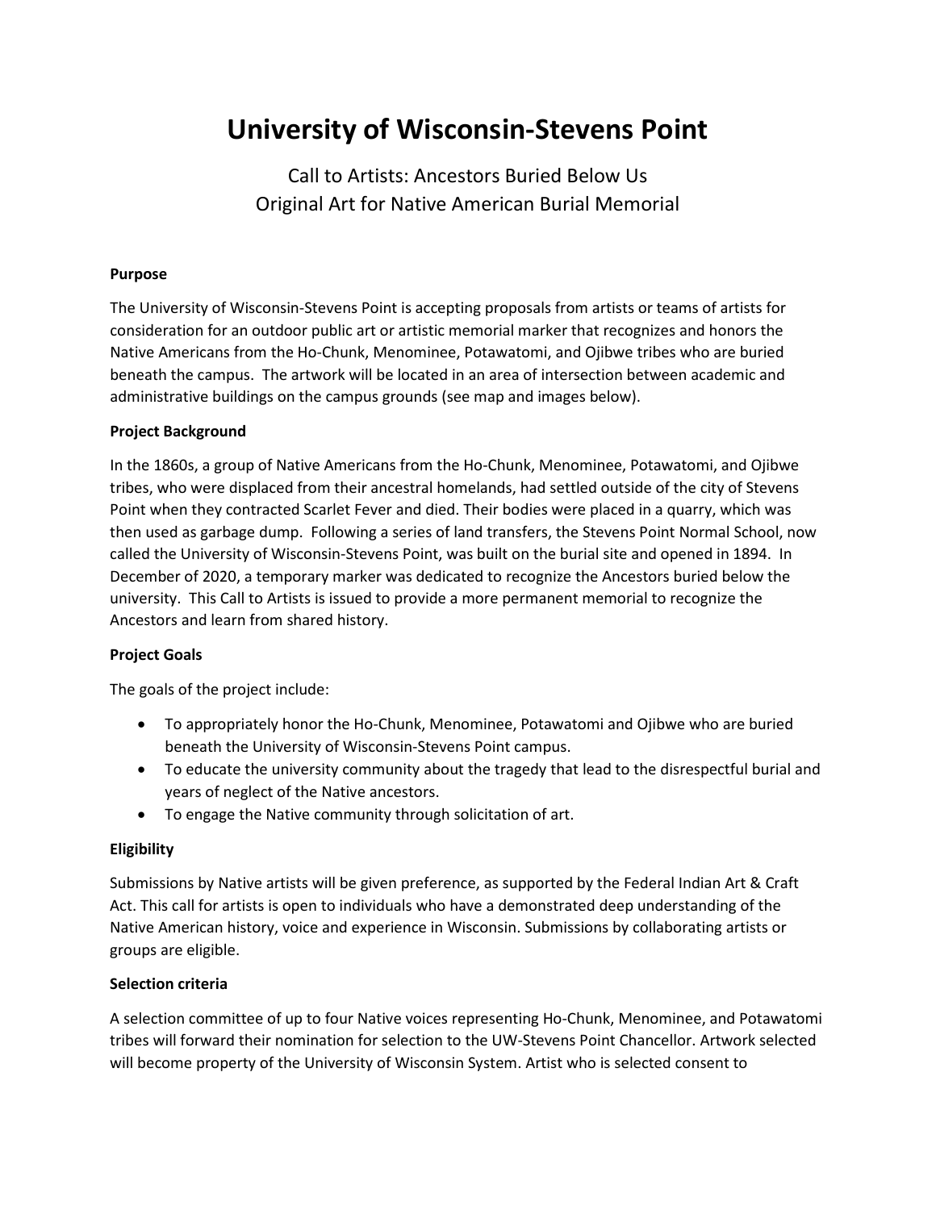# University of Wisconsin-Stevens Point

Call to Artists: Ancestors Buried Below Us
Original Art for Native American Burial Memorial

**Purpose**

The University of Wisconsin-Stevens Point is accepting proposals from artists or teams of artists for consideration for an outdoor public art or artistic memorial marker that recognizes and honors the Native Americans from the Ho-Chunk, Menominee, Potawatomi, and Ojibwe tribes who are buried beneath the campus. The artwork will be located in an area of intersection between academic and administrative buildings on the campus grounds (see map and images below).

**Project Background**

In the 1860s, a group of Native Americans from the Ho-Chunk, Menominee, Potawatomi, and Ojibwe tribes, who were displaced from their ancestral homelands, had settled outside of the city of Stevens Point when they contracted Scarlet Fever and died. Their bodies were placed in a quarry, which was then used as garbage dump. Following a series of land transfers, the Stevens Point Normal School, now called the University of Wisconsin-Stevens Point, was built on the burial site and opened in 1894. In December of 2020, a temporary marker was dedicated to recognize the Ancestors buried below the university. This Call to Artists is issued to provide a more permanent memorial to recognize the Ancestors and learn from shared history.

**Project Goals**

The goals of the project include:

- To appropriately honor the Ho-Chunk, Menominee, Potawatomi and Ojibwe who are buried beneath the University of Wisconsin-Stevens Point campus.
- To educate the university community about the tragedy that lead to the disrespectful burial and years of neglect of the Native ancestors.
- To engage the Native community through solicitation of art.

**Eligibility**

Submissions by Native artists will be given preference, as supported by the Federal Indian Art & Craft Act. This call for artists is open to individuals who have a demonstrated deep understanding of the Native American history, voice and experience in Wisconsin. Submissions by collaborating artists or groups are eligible.

**Selection criteria**

A selection committee of up to four Native voices representing Ho-Chunk, Menominee, and Potawatomi tribes will forward their nomination for selection to the UW-Stevens Point Chancellor. Artwork selected will become property of the University of Wisconsin System. Artist who is selected consent to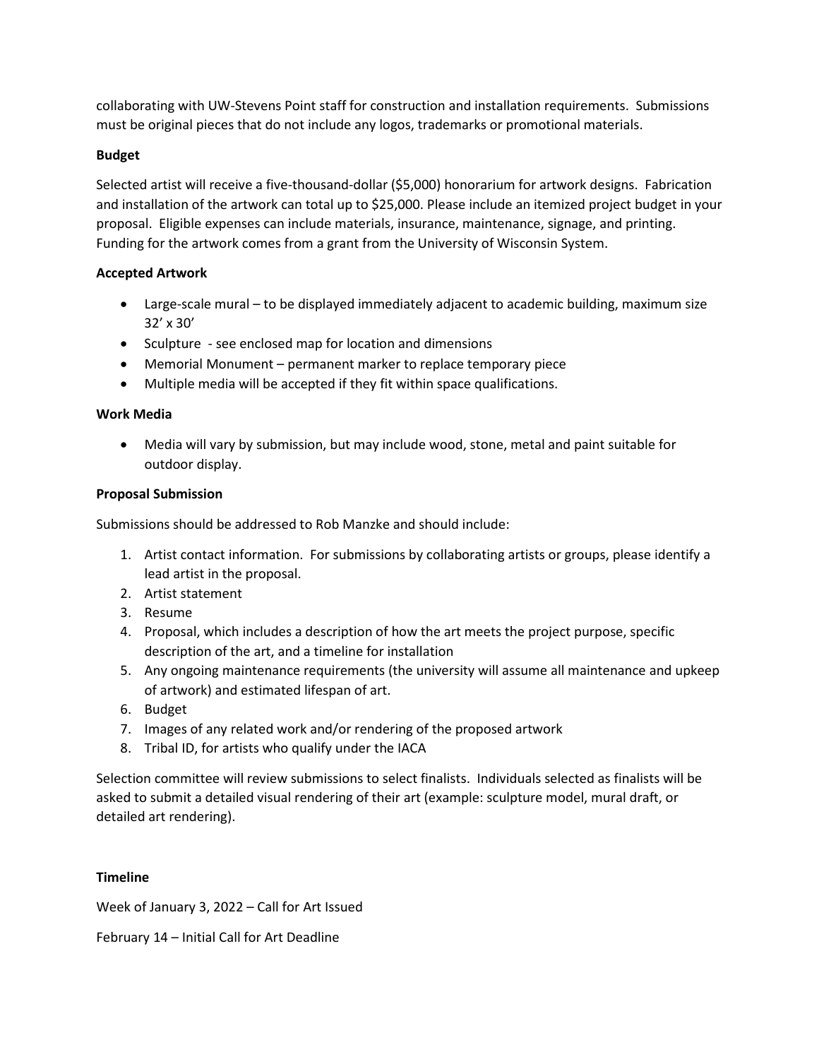collaborating with UW-Stevens Point staff for construction and installation requirements. Submissions must be original pieces that do not include any logos, trademarks or promotional materials.

**Budget**

Selected artist will receive a five-thousand-dollar ($5,000) honorarium for artwork designs. Fabrication and installation of the artwork can total up to $25,000. Please include an itemized project budget in your proposal. Eligible expenses can include materials, insurance, maintenance, signage, and printing. Funding for the artwork comes from a grant from the University of Wisconsin System.

**Accepted Artwork**

- Large-scale mural – to be displayed immediately adjacent to academic building, maximum size 32' x 30'
- Sculpture - see enclosed map for location and dimensions
- Memorial Monument – permanent marker to replace temporary piece
- Multiple media will be accepted if they fit within space qualifications.

**Work Media**

- Media will vary by submission, but may include wood, stone, metal and paint suitable for outdoor display.

**Proposal Submission**

Submissions should be addressed to Rob Manzke and should include:

1. Artist contact information. For submissions by collaborating artists or groups, please identify a lead artist in the proposal.
2. Artist statement
3. Resume
4. Proposal, which includes a description of how the art meets the project purpose, specific description of the art, and a timeline for installation
5. Any ongoing maintenance requirements (the university will assume all maintenance and upkeep of artwork) and estimated lifespan of art.
6. Budget
7. Images of any related work and/or rendering of the proposed artwork
8. Tribal ID, for artists who qualify under the IACA

Selection committee will review submissions to select finalists. Individuals selected as finalists will be asked to submit a detailed visual rendering of their art (example: sculpture model, mural draft, or detailed art rendering).

**Timeline**

Week of January 3, 2022 – Call for Art Issued

February 14 – Initial Call for Art Deadline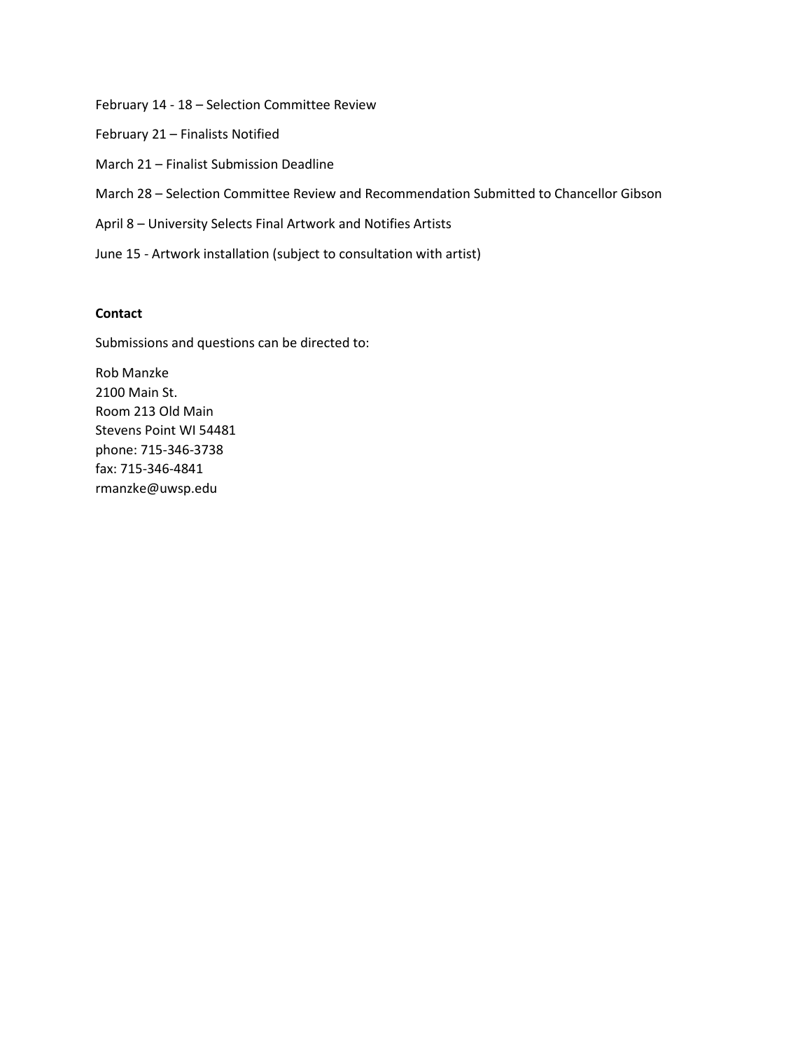February 14 - 18 – Selection Committee Review

February 21 – Finalists Notified

March 21 – Finalist Submission Deadline

March 28 – Selection Committee Review and Recommendation Submitted to Chancellor Gibson

April 8 – University Selects Final Artwork and Notifies Artists

June 15 - Artwork installation (subject to consultation with artist)

**Contact**

Submissions and questions can be directed to:

Rob Manzke
2100 Main St.
Room 213 Old Main
Stevens Point WI 54481
phone: 715-346-3738
fax: 715-346-4841
rmanzke@uwsp.edu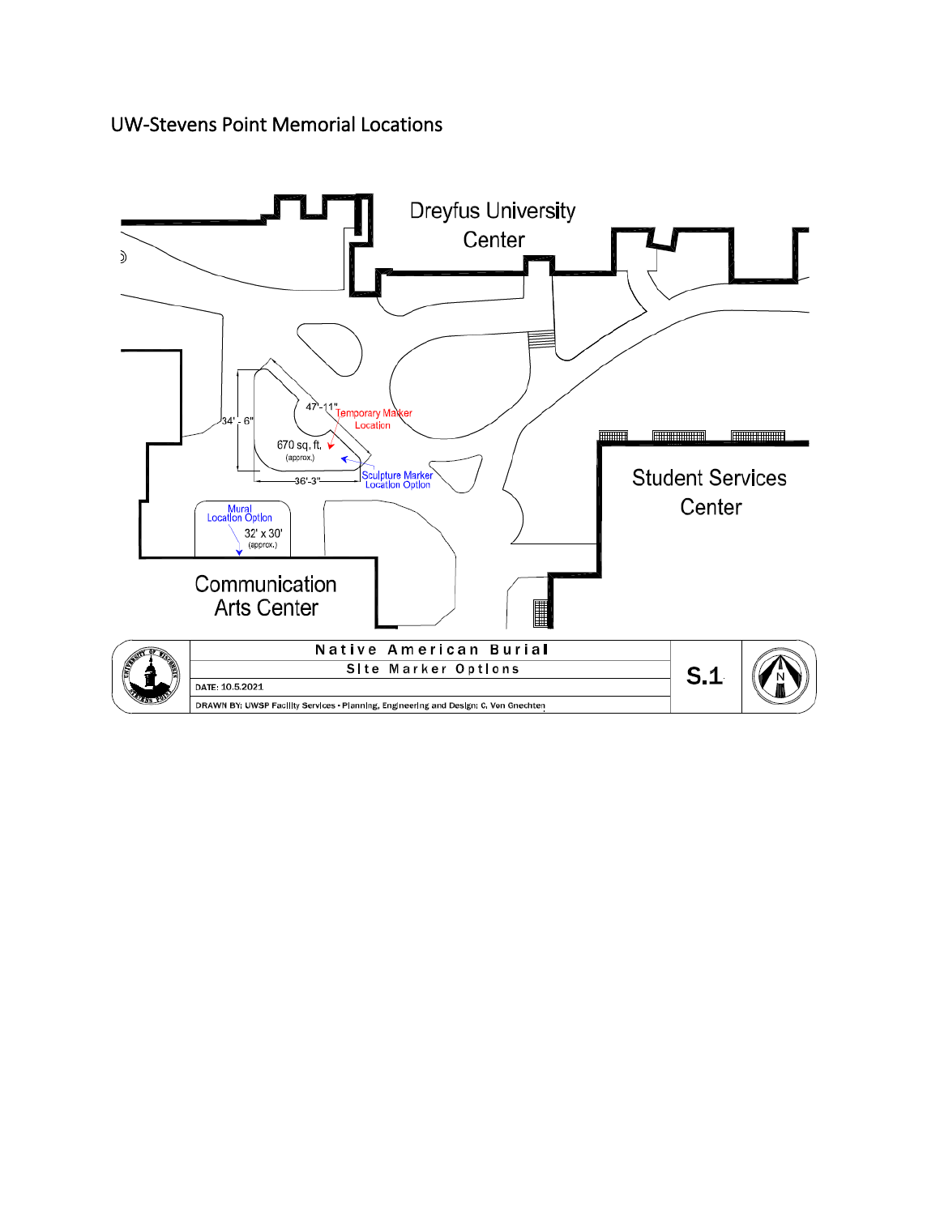UW-Stevens Point Memorial Locations

Dreyfus University Center

47' - 11"

Temporary Marker Location

34' - 6"

670 sq. ft. (approx.)

36'-3"

Sculpture Marker Location Option

Student Services Center

Mural Location Option

32' x 30' (approx.)

Communication Arts Center

| Native American Burial | S.1 |
|---|---|
| Site Marker Options | |
| DATE: 10.5.2021 | |
| DRAWN BY: UWSP Facility Services • Planning, Engineering and Design: C. Von Gnechten | |